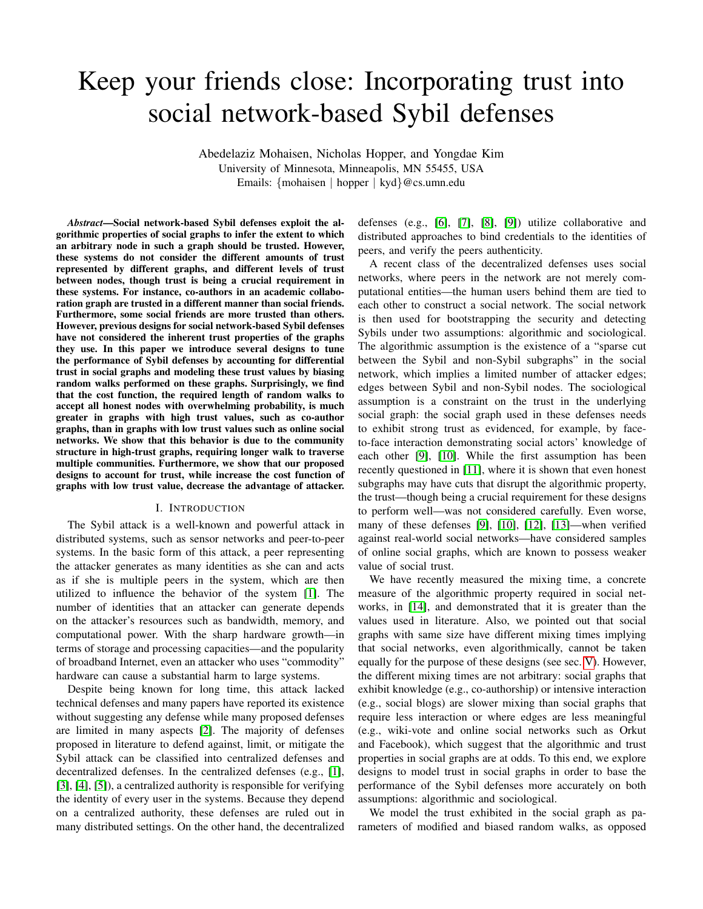# Keep your friends close: Incorporating trust into social network-based Sybil defenses

Abedelaziz Mohaisen, Nicholas Hopper, and Yongdae Kim
University of Minnesota, Minneapolis, MN 55455, USA
Emails: {mohaisen | hopper | kyd}@cs.umn.edu

***Abstract*—Social network-based Sybil defenses exploit the algorithmic properties of social graphs to infer the extent to which an arbitrary node in such a graph should be trusted. However, these systems do not consider the different amounts of trust represented by different graphs, and different levels of trust between nodes, though trust is being a crucial requirement in these systems. For instance, co-authors in an academic collaboration graph are trusted in a different manner than social friends. Furthermore, some social friends are more trusted than others. However, previous designs for social network-based Sybil defenses have not considered the inherent trust properties of the graphs they use. In this paper we introduce several designs to tune the performance of Sybil defenses by accounting for differential trust in social graphs and modeling these trust values by biasing random walks performed on these graphs. Surprisingly, we find that the cost function, the required length of random walks to accept all honest nodes with overwhelming probability, is much greater in graphs with high trust values, such as co-author graphs, than in graphs with low trust values such as online social networks. We show that this behavior is due to the community structure in high-trust graphs, requiring longer walk to traverse multiple communities. Furthermore, we show that our proposed designs to account for trust, while increase the cost function of graphs with low trust value, decrease the advantage of attacker.**

## I. Introduction

The Sybil attack is a well-known and powerful attack in distributed systems, such as sensor networks and peer-to-peer systems. In the basic form of this attack, a peer representing the attacker generates as many identities as she can and acts as if she is multiple peers in the system, which are then utilized to influence the behavior of the system [1]. The number of identities that an attacker can generate depends on the attacker's resources such as bandwidth, memory, and computational power. With the sharp hardware growth—in terms of storage and processing capacities—and the popularity of broadband Internet, even an attacker who uses "commodity" hardware can cause a substantial harm to large systems.

Despite being known for long time, this attack lacked technical defenses and many papers have reported its existence without suggesting any defense while many proposed defenses are limited in many aspects [2]. The majority of defenses proposed in literature to defend against, limit, or mitigate the Sybil attack can be classified into centralized defenses and decentralized defenses. In the centralized defenses (e.g., [1], [3], [4], [5]), a centralized authority is responsible for verifying the identity of every user in the systems. Because they depend on a centralized authority, these defenses are ruled out in many distributed settings. On the other hand, the decentralized defenses (e.g., [6], [7], [8], [9]) utilize collaborative and distributed approaches to bind credentials to the identities of peers, and verify the peers authenticity.

A recent class of the decentralized defenses uses social networks, where peers in the network are not merely computational entities—the human users behind them are tied to each other to construct a social network. The social network is then used for bootstrapping the security and detecting Sybils under two assumptions: algorithmic and sociological. The algorithmic assumption is the existence of a "sparse cut between the Sybil and non-Sybil subgraphs" in the social network, which implies a limited number of attacker edges; edges between Sybil and non-Sybil nodes. The sociological assumption is a constraint on the trust in the underlying social graph: the social graph used in these defenses needs to exhibit strong trust as evidenced, for example, by face-to-face interaction demonstrating social actors' knowledge of each other [9], [10]. While the first assumption has been recently questioned in [11], where it is shown that even honest subgraphs may have cuts that disrupt the algorithmic property, the trust—though being a crucial requirement for these designs to perform well—was not considered carefully. Even worse, many of these defenses [9], [10], [12], [13]—when verified against real-world social networks—have considered samples of online social graphs, which are known to possess weaker value of social trust.

We have recently measured the mixing time, a concrete measure of the algorithmic property required in social networks, in [14], and demonstrated that it is greater than the values used in literature. Also, we pointed out that social graphs with same size have different mixing times implying that social networks, even algorithmically, cannot be taken equally for the purpose of these designs (see sec. V). However, the different mixing times are not arbitrary: social graphs that exhibit knowledge (e.g., co-authorship) or intensive interaction (e.g., social blogs) are slower mixing than social graphs that require less interaction or where edges are less meaningful (e.g., wiki-vote and online social networks such as Orkut and Facebook), which suggest that the algorithmic and trust properties in social graphs are at odds. To this end, we explore designs to model trust in social graphs in order to base the performance of the Sybil defenses more accurately on both assumptions: algorithmic and sociological.

We model the trust exhibited in the social graph as parameters of modified and biased random walks, as opposed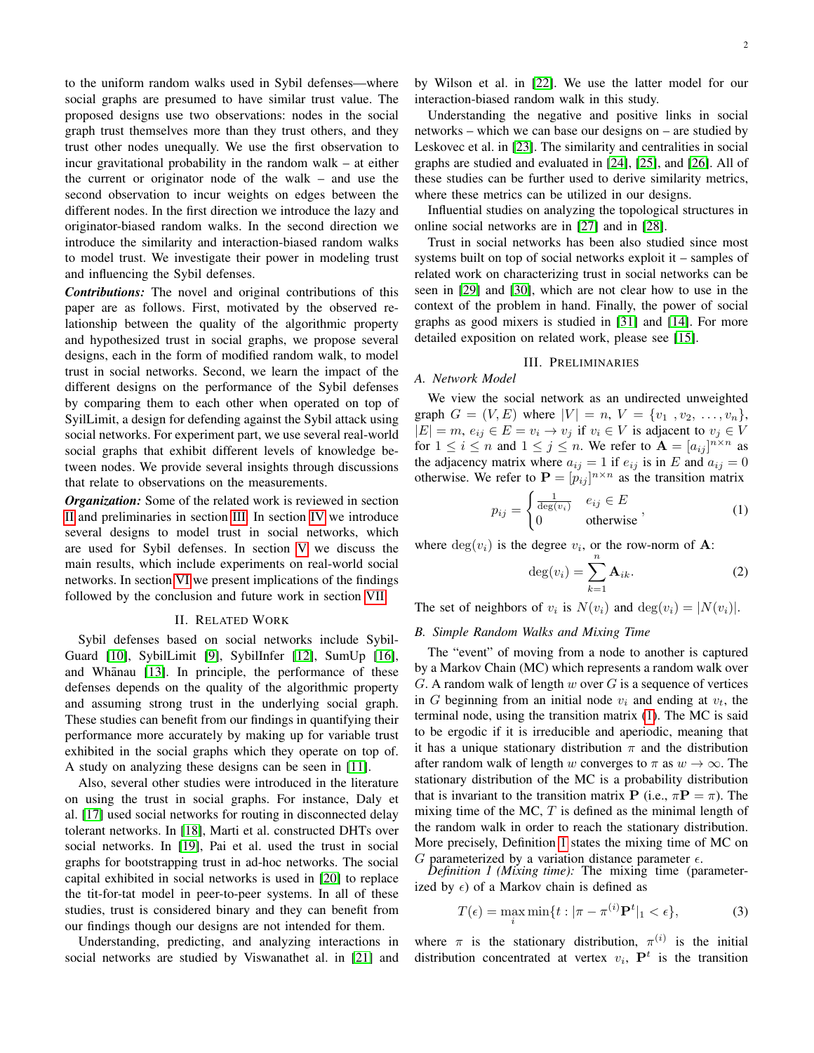to the uniform random walks used in Sybil defenses—where social graphs are presumed to have similar trust value. The proposed designs use two observations: nodes in the social graph trust themselves more than they trust others, and they trust other nodes unequally. We use the first observation to incur gravitational probability in the random walk – at either the current or originator node of the walk – and use the second observation to incur weights on edges between the different nodes. In the first direction we introduce the lazy and originator-biased random walks. In the second direction we introduce the similarity and interaction-biased random walks to model trust. We investigate their power in modeling trust and influencing the Sybil defenses.

***Contributions:*** The novel and original contributions of this paper are as follows. First, motivated by the observed relationship between the quality of the algorithmic property and hypothesized trust in social graphs, we propose several designs, each in the form of modified random walk, to model trust in social networks. Second, we learn the impact of the different designs on the performance of the Sybil defenses by comparing them to each other when operated on top of SyilLimit, a design for defending against the Sybil attack using social networks. For experiment part, we use several real-world social graphs that exhibit different levels of knowledge between nodes. We provide several insights through discussions that relate to observations on the measurements.

***Organization:*** Some of the related work is reviewed in section II and preliminaries in section III. In section IV we introduce several designs to model trust in social networks, which are used for Sybil defenses. In section V we discuss the main results, which include experiments on real-world social networks. In section VI we present implications of the findings followed by the conclusion and future work in section VII.

## II. Related Work

Sybil defenses based on social networks include SybilGuard [10], SybilLimit [9], SybilInfer [12], SumUp [16], and Whānau [13]. In principle, the performance of these defenses depends on the quality of the algorithmic property and assuming strong trust in the underlying social graph. These studies can benefit from our findings in quantifying their performance more accurately by making up for variable trust exhibited in the social graphs which they operate on top of. A study on analyzing these designs can be seen in [11].

Also, several other studies were introduced in the literature on using the trust in social graphs. For instance, Daly et al. [17] used social networks for routing in disconnected delay tolerant networks. In [18], Marti et al. constructed DHTs over social networks. In [19], Pai et al. used the trust in social graphs for bootstrapping trust in ad-hoc networks. The social capital exhibited in social networks is used in [20] to replace the tit-for-tat model in peer-to-peer systems. In all of these studies, trust is considered binary and they can benefit from our findings though our designs are not intended for them.

Understanding, predicting, and analyzing interactions in social networks are studied by Viswanathet al. in [21] and by Wilson et al. in [22]. We use the latter model for our interaction-biased random walk in this study.

Understanding the negative and positive links in social networks – which we can base our designs on – are studied by Leskovec et al. in [23]. The similarity and centralities in social graphs are studied and evaluated in [24], [25], and [26]. All of these studies can be further used to derive similarity metrics, where these metrics can be utilized in our designs.

Influential studies on analyzing the topological structures in online social networks are in [27] and in [28].

Trust in social networks has been also studied since most systems built on top of social networks exploit it – samples of related work on characterizing trust in social networks can be seen in [29] and [30], which are not clear how to use in the context of the problem in hand. Finally, the power of social graphs as good mixers is studied in [31] and [14]. For more detailed exposition on related work, please see [15].

## III. Preliminaries

### A. Network Model

We view the social network as an undirected unweighted graph $G = (V, E)$ where $|V| = n$, $V = \{v_1, v_2, \ldots, v_n\}$, $|E| = m$, $e_{ij} \in E = v_i \rightarrow v_j$ if $v_i \in V$ is adjacent to $v_j \in V$ for $1 \leq i \leq n$ and $1 \leq j \leq n$. We refer to $\mathbf{A} = [a_{ij}]^{n \times n}$ as the adjacency matrix where $a_{ij} = 1$ if $e_{ij}$ is in $E$ and $a_{ij} = 0$ otherwise. We refer to $\mathbf{P} = [p_{ij}]^{n \times n}$ as the transition matrix

$$p_{ij} = \begin{cases} \frac{1}{\deg(v_i)} & e_{ij} \in E \\ 0 & \text{otherwise} \end{cases}, \tag{1}$$

where $\deg(v_i)$ is the degree $v_i$, or the row-norm of $\mathbf{A}$:

$$\deg(v_i) = \sum_{k=1}^{n} \mathbf{A}_{ik}. \tag{2}$$

The set of neighbors of $v_i$ is $N(v_i)$ and $\deg(v_i) = |N(v_i)|$.

### B. Simple Random Walks and Mixing Time

The "event" of moving from a node to another is captured by a Markov Chain (MC) which represents a random walk over $G$. A random walk of length $w$ over $G$ is a sequence of vertices in $G$ beginning from an initial node $v_i$ and ending at $v_t$, the terminal node, using the transition matrix (1). The MC is said to be ergodic if it is irreducible and aperiodic, meaning that it has a unique stationary distribution $\pi$ and the distribution after random walk of length $w$ converges to $\pi$ as $w \rightarrow \infty$. The stationary distribution of the MC is a probability distribution that is invariant to the transition matrix $\mathbf{P}$ (i.e., $\pi \mathbf{P} = \pi$). The mixing time of the MC, $T$ is defined as the minimal length of the random walk in order to reach the stationary distribution. More precisely, Definition 1 states the mixing time of MC on $G$ parameterized by a variation distance parameter $\epsilon$.

*Definition 1 (Mixing time):* The mixing time (parameterized by $\epsilon$) of a Markov chain is defined as

$$T(\epsilon) = \max_i \min\{t : |\pi - \pi^{(i)} \mathbf{P}^t|_1 < \epsilon\}, \tag{3}$$

where $\pi$ is the stationary distribution, $\pi^{(i)}$ is the initial distribution concentrated at vertex $v_i$, $\mathbf{P}^t$ is the transition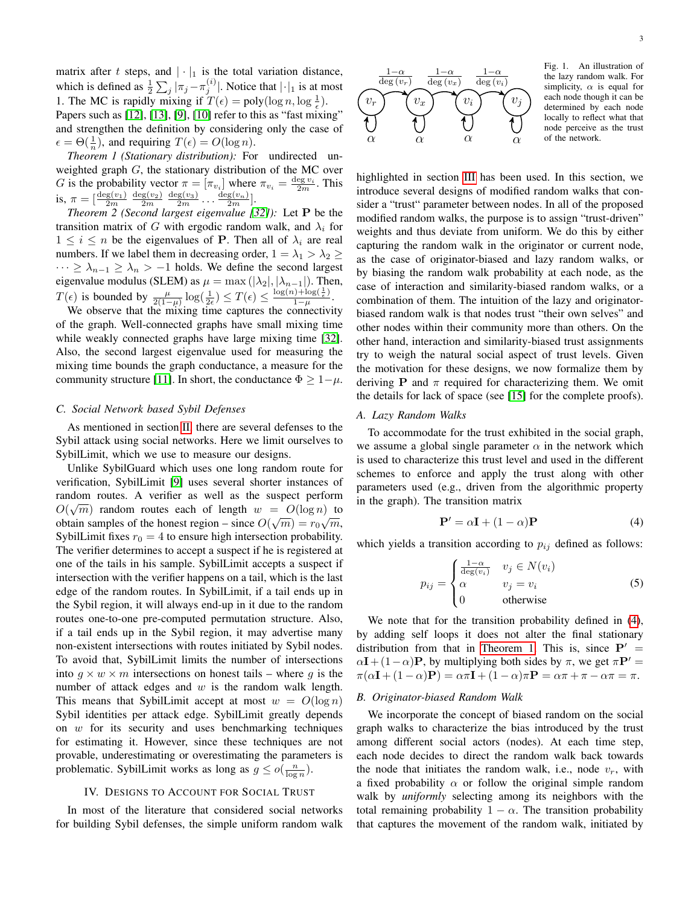matrix after $t$ steps, and $|\cdot|_1$ is the total variation distance, which is defined as $\frac{1}{2}\sum_j |\pi_j - \pi_j^{(i)}|$. Notice that $|\cdot|_1$ is at most 1. The MC is rapidly mixing if $T(\epsilon) = \text{poly}(\log n, \log \frac{1}{\epsilon})$. Papers such as [12], [13], [9], [10] refer to this as "fast mixing" and strengthen the definition by considering only the case of $\epsilon = \Theta(\frac{1}{n})$, and requiring $T(\epsilon) = O(\log n)$.

*Theorem 1 (Stationary distribution):* For undirected unweighted graph $G$, the stationary distribution of the MC over $G$ is the probability vector $\pi = [\pi_{v_i}]$ where $\pi_{v_i} = \frac{\deg v_i}{2m}$. This is, $\pi = [\frac{\deg(v_1)}{2m}\ \frac{\deg(v_2)}{2m}\ \frac{\deg(v_3)}{2m} \ldots \frac{\deg(v_n)}{2m}]$.

*Theorem 2 (Second largest eigenvalue [32]):* Let $\mathbf{P}$ be the transition matrix of $G$ with ergodic random walk, and $\lambda_i$ for $1 \le i \le n$ be the eigenvalues of $\mathbf{P}$. Then all of $\lambda_i$ are real numbers. If we label them in decreasing order, $1 = \lambda_1 > \lambda_2 \ge \cdots \ge \lambda_{n-1} \ge \lambda_n > -1$ holds. We define the second largest eigenvalue modulus (SLEM) as $\mu = \max(|\lambda_2|, |\lambda_{n-1}|)$. Then, $T(\epsilon)$ is bounded by $\frac{\mu}{2(1-\mu)}\log(\frac{1}{2\epsilon}) \le T(\epsilon) \le \frac{\log(n)+\log(\frac{1}{\epsilon})}{1-\mu}$.

We observe that the mixing time captures the connectivity of the graph. Well-connected graphs have small mixing time while weakly connected graphs have large mixing time [32]. Also, the second largest eigenvalue used for measuring the mixing time bounds the graph conductance, a measure for the community structure [11]. In short, the conductance $\Phi \ge 1-\mu$.

### C. Social Network based Sybil Defenses

As mentioned in section II, there are several defenses to the Sybil attack using social networks. Here we limit ourselves to SybilLimit, which we use to measure our designs.

Unlike SybilGuard which uses one long random route for verification, SybilLimit [9] uses several shorter instances of random routes. A verifier as well as the suspect perform $O(\sqrt{m})$ random routes each of length $w = O(\log n)$ to obtain samples of the honest region – since $O(\sqrt{m}) = r_0\sqrt{m}$, SybilLimit fixes $r_0 = 4$ to ensure high intersection probability. The verifier determines to accept a suspect if he is registered at one of the tails in his sample. SybilLimit accepts a suspect if intersection with the verifier happens on a tail, which is the last edge of the random routes. In SybilLimit, if a tail ends up in the Sybil region, it will always end-up in it due to the random routes one-to-one pre-computed permutation structure. Also, if a tail ends up in the Sybil region, it may advertise many non-existent intersections with routes initiated by Sybil nodes. To avoid that, SybilLimit limits the number of intersections into $g \times w \times m$ intersections on honest tails – where $g$ is the number of attack edges and $w$ is the random walk length. This means that SybilLimit accept at most $w = O(\log n)$ Sybil identities per attack edge. SybilLimit greatly depends on $w$ for its security and uses benchmarking techniques for estimating it. However, since these techniques are not provable, underestimating or overestimating the parameters is problematic. SybilLimit works as long as $g \le o(\frac{n}{\log n})$.

## IV. Designs to Account for Social Trust

In most of the literature that considered social networks for building Sybil defenses, the simple uniform random walk highlighted in section III has been used. In this section, we introduce several designs of modified random walks that consider a "trust" parameter between nodes. In all of the proposed modified random walks, the purpose is to assign "trust-driven" weights and thus deviate from uniform. We do this by either capturing the random walk in the originator or current node, as the case of originator-biased and lazy random walks, or by biasing the random walk probability at each node, as the case of interaction and similarity-biased random walks, or a combination of them. The intuition of the lazy and originator-biased random walk is that nodes trust "their own selves" and other nodes within their community more than others. On the other hand, interaction and similarity-biased trust assignments try to weigh the natural social aspect of trust levels. Given the motivation for these designs, we now formalize them by deriving $\mathbf{P}$ and $\pi$ required for characterizing them. We omit the details for lack of space (see [15] for the complete proofs).

Fig. 1. An illustration of the lazy random walk. For simplicity, $\alpha$ is equal for each node though it can be determined by each node locally to reflect what that node perceive as the trust of the network.

### A. Lazy Random Walks

To accommodate for the trust exhibited in the social graph, we assume a global single parameter $\alpha$ in the network which is used to characterize this trust level and used in the different schemes to enforce and apply the trust along with other parameters used (e.g., driven from the algorithmic property in the graph). The transition matrix

$$\mathbf{P}' = \alpha\mathbf{I} + (1-\alpha)\mathbf{P} \tag{4}$$

which yields a transition according to $p_{ij}$ defined as follows:

$$p_{ij} = \begin{cases} \frac{1-\alpha}{\deg(v_i)} & v_j \in N(v_i) \\ \alpha & v_j = v_i \\ 0 & \text{otherwise} \end{cases} \tag{5}$$

We note that for the transition probability defined in (4), by adding self loops it does not alter the final stationary distribution from that in Theorem 1. This is, since $\mathbf{P}' = \alpha\mathbf{I} + (1-\alpha)\mathbf{P}$, by multiplying both sides by $\pi$, we get $\pi\mathbf{P}' = \pi(\alpha\mathbf{I} + (1-\alpha)\mathbf{P}) = \alpha\pi\mathbf{I} + (1-\alpha)\pi\mathbf{P} = \alpha\pi + \pi - \alpha\pi = \pi$.

### B. Originator-biased Random Walk

We incorporate the concept of biased random on the social graph walks to characterize the bias introduced by the trust among different social actors (nodes). At each time step, each node decides to direct the random walk back towards the node that initiates the random walk, i.e., node $v_r$, with a fixed probability $\alpha$ or follow the original simple random walk by *uniformly* selecting among its neighbors with the total remaining probability $1-\alpha$. The transition probability that captures the movement of the random walk, initiated by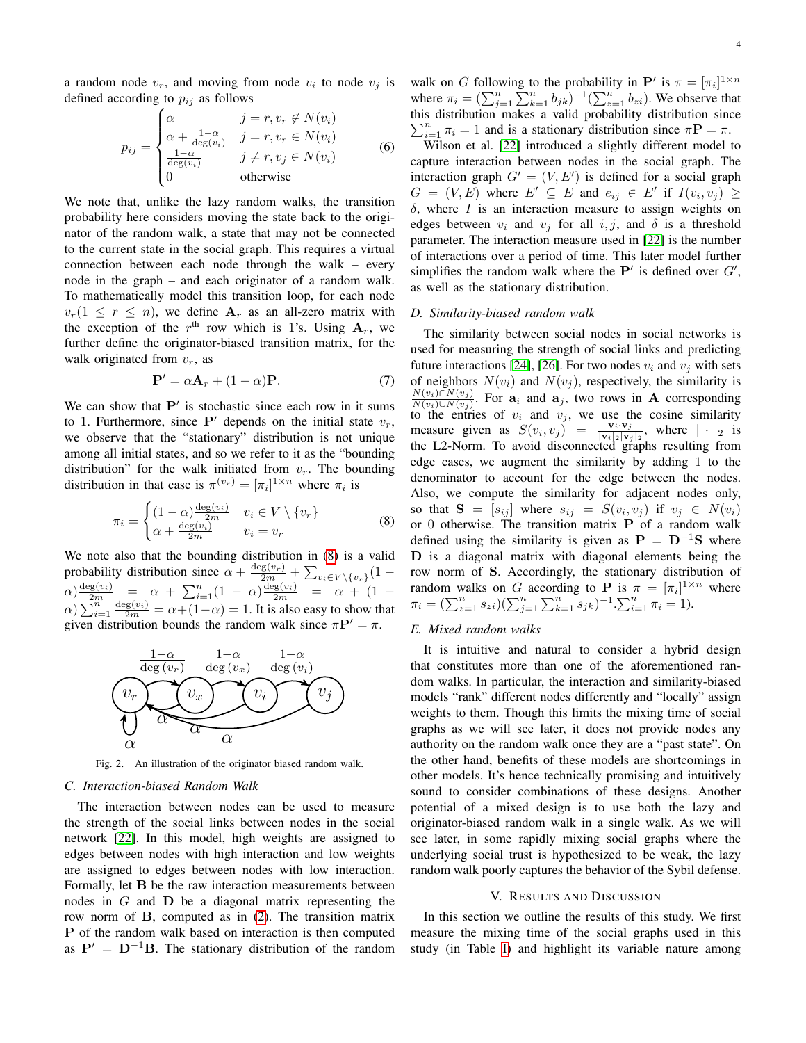a random node $v_r$, and moving from node $v_i$ to node $v_j$ is defined according to $p_{ij}$ as follows

$$p_{ij} = \begin{cases} \alpha & j = r, v_r \notin N(v_i) \\ \alpha + \frac{1-\alpha}{\deg(v_i)} & j = r, v_r \in N(v_i) \\ \frac{1-\alpha}{\deg(v_i)} & j \neq r, v_j \in N(v_i) \\ 0 & \text{otherwise} \end{cases} \tag{6}$$

We note that, unlike the lazy random walks, the transition probability here considers moving the state back to the originator of the random walk, a state that may not be connected to the current state in the social graph. This requires a virtual connection between each node through the walk – every node in the graph – and each originator of a random walk. To mathematically model this transition loop, for each node $v_r (1 \leq r \leq n)$, we define $\mathbf{A}_r$ as an all-zero matrix with the exception of the $r^{\text{th}}$ row which is 1's. Using $\mathbf{A}_r$, we further define the originator-biased transition matrix, for the walk originated from $v_r$, as

$$\mathbf{P}' = \alpha \mathbf{A}_r + (1-\alpha)\mathbf{P}. \tag{7}$$

We can show that $\mathbf{P}'$ is stochastic since each row in it sums to 1. Furthermore, since $\mathbf{P}'$ depends on the initial state $v_r$, we observe that the "stationary" distribution is not unique among all initial states, and so we refer to it as the "bounding distribution" for the walk initiated from $v_r$. The bounding distribution in that case is $\pi^{(v_r)} = [\pi_i]^{1 \times n}$ where $\pi_i$ is

$$\pi_i = \begin{cases} (1-\alpha)\frac{\deg(v_i)}{2m} & v_i \in V \setminus \{v_r\} \\ \alpha + \frac{\deg(v_i)}{2m} & v_i = v_r \end{cases} \tag{8}$$

We note also that the bounding distribution in (8) is a valid probability distribution since $\alpha + \frac{\deg(v_r)}{2m} + \sum_{v_i \in V \setminus \{v_r\}} (1-\alpha)\frac{\deg(v_i)}{2m} = \alpha + \sum_{i=1}^{n} (1-\alpha)\frac{\deg(v_i)}{2m} = \alpha + (1-\alpha)\sum_{i=1}^{n} \frac{\deg(v_i)}{2m} = \alpha + (1-\alpha) = 1$. It is also easy to show that given distribution bounds the random walk since $\pi \mathbf{P}' = \pi$.

Fig. 2. An illustration of the originator biased random walk.

### C. Interaction-biased Random Walk

The interaction between nodes can be used to measure the strength of the social links between nodes in the social network [22]. In this model, high weights are assigned to edges between nodes with high interaction and low weights are assigned to edges between nodes with low interaction. Formally, let $\mathbf{B}$ be the raw interaction measurements between nodes in $G$ and $\mathbf{D}$ be a diagonal matrix representing the row norm of $\mathbf{B}$, computed as in (2). The transition matrix $\mathbf{P}$ of the random walk based on interaction is then computed as $\mathbf{P}' = \mathbf{D}^{-1}\mathbf{B}$. The stationary distribution of the random walk on $G$ following to the probability in $\mathbf{P}'$ is $\pi = [\pi_i]^{1 \times n}$ where $\pi_i = (\sum_{j=1}^{n}\sum_{k=1}^{n} b_{jk})^{-1}(\sum_{z=1}^{n} b_{zi})$. We observe that this distribution makes a valid probability distribution since $\sum_{i=1}^{n} \pi_i = 1$ and is a stationary distribution since $\pi \mathbf{P} = \pi$.

Wilson et al. [22] introduced a slightly different model to capture interaction between nodes in the social graph. The interaction graph $G' = (V, E')$ is defined for a social graph $G = (V, E)$ where $E' \subseteq E$ and $e_{ij} \in E'$ if $I(v_i, v_j) \geq \delta$, where $I$ is an interaction measure to assign weights on edges between $v_i$ and $v_j$ for all $i, j$, and $\delta$ is a threshold parameter. The interaction measure used in [22] is the number of interactions over a period of time. This later model further simplifies the random walk where the $\mathbf{P}'$ is defined over $G'$, as well as the stationary distribution.

### D. Similarity-biased random walk

The similarity between social nodes in social networks is used for measuring the strength of social links and predicting future interactions [24], [26]. For two nodes $v_i$ and $v_j$ with sets of neighbors $N(v_i)$ and $N(v_j)$, respectively, the similarity is $\frac{N(v_i) \cap N(v_j)}{N(v_i) \cup N(v_j)}$. For $\mathbf{a}_i$ and $\mathbf{a}_j$, two rows in $\mathbf{A}$ corresponding to the entries of $v_i$ and $v_j$, we use the cosine similarity measure given as $S(v_i, v_j) = \frac{\mathbf{v}_i \cdot \mathbf{v}_j}{|\mathbf{v}_i|_2 |\mathbf{v}_j|_2}$, where $|\cdot|_2$ is the L2-Norm. To avoid disconnected graphs resulting from edge cases, we augment the similarity by adding 1 to the denominator to account for the edge between the nodes. Also, we compute the similarity for adjacent nodes only, so that $\mathbf{S} = [s_{ij}]$ where $s_{ij} = S(v_i, v_j)$ if $v_j \in N(v_i)$ or 0 otherwise. The transition matrix $\mathbf{P}$ of a random walk defined using the similarity is given as $\mathbf{P} = \mathbf{D}^{-1}\mathbf{S}$ where $\mathbf{D}$ is a diagonal matrix with diagonal elements being the row norm of $\mathbf{S}$. Accordingly, the stationary distribution of random walks on $G$ according to $\mathbf{P}$ is $\pi = [\pi_i]^{1 \times n}$ where $\pi_i = (\sum_{z=1}^{n} s_{zi})(\sum_{j=1}^{n}\sum_{k=1}^{n} s_{jk})^{-1}.\sum_{i=1}^{n} \pi_i = 1)$.

### E. Mixed random walks

It is intuitive and natural to consider a hybrid design that constitutes more than one of the aforementioned random walks. In particular, the interaction and similarity-biased models "rank" different nodes differently and "locally" assign weights to them. Though this limits the mixing time of social graphs as we will see later, it does not provide nodes any authority on the random walk once they are a "past state". On the other hand, benefits of these models are shortcomings in other models. It's hence technically promising and intuitively sound to consider combinations of these designs. Another potential of a mixed design is to use both the lazy and originator-biased random walk in a single walk. As we will see later, in some rapidly mixing social graphs where the underlying social trust is hypothesized to be weak, the lazy random walk poorly captures the behavior of the Sybil defense.

## V. Results and Discussion

In this section we outline the results of this study. We first measure the mixing time of the social graphs used in this study (in Table I) and highlight its variable nature among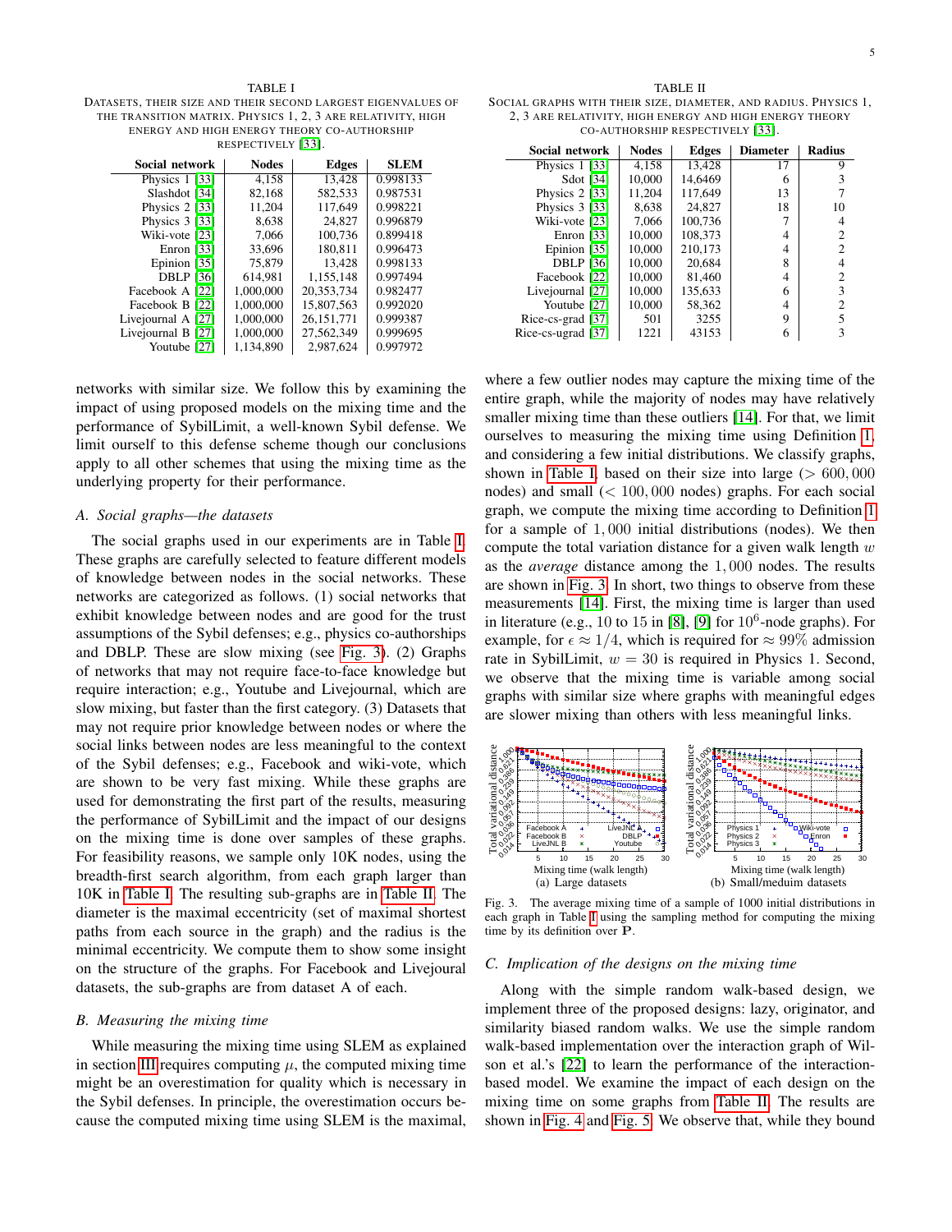TABLE I
DATASETS, THEIR SIZE AND THEIR SECOND LARGEST EIGENVALUES OF THE TRANSITION MATRIX. PHYSICS 1, 2, 3 ARE RELATIVITY, HIGH ENERGY AND HIGH ENERGY THEORY CO-AUTHORSHIP RESPECTIVELY [33].

| Social network | Nodes | Edges | SLEM |
|---|---|---|---|
| Physics 1 [33] | 4,158 | 13,428 | 0.998133 |
| Slashdot [34] | 82,168 | 582,533 | 0.987531 |
| Physics 2 [33] | 11,204 | 117,649 | 0.998221 |
| Physics 3 [33] | 8,638 | 24,827 | 0.996879 |
| Wiki-vote [23] | 7,066 | 100,736 | 0.899418 |
| Enron [33] | 33,696 | 180,811 | 0.996473 |
| Epinion [35] | 75,879 | 13,428 | 0.998133 |
| DBLP [36] | 614,981 | 1,155,148 | 0.997494 |
| Facebook A [22] | 1,000,000 | 20,353,734 | 0.982477 |
| Facebook B [22] | 1,000,000 | 15,807,563 | 0.992020 |
| Livejournal A [27] | 1,000,000 | 26,151,771 | 0.999387 |
| Livejournal B [27] | 1,000,000 | 27,562,349 | 0.999695 |
| Youtube [27] | 1,134,890 | 2,987,624 | 0.997972 |

networks with similar size. We follow this by examining the impact of using proposed models on the mixing time and the performance of SybilLimit, a well-known Sybil defense. We limit ourself to this defense scheme though our conclusions apply to all other schemes that using the mixing time as the underlying property for their performance.

### A. Social graphs—the datasets

The social graphs used in our experiments are in Table I. These graphs are carefully selected to feature different models of knowledge between nodes in the social networks. These networks are categorized as follows. (1) social networks that exhibit knowledge between nodes and are good for the trust assumptions of the Sybil defenses; e.g., physics co-authorships and DBLP. These are slow mixing (see Fig. 3). (2) Graphs of networks that may not require face-to-face knowledge but require interaction; e.g., Youtube and Livejournal, which are slow mixing, but faster than the first category. (3) Datasets that may not require prior knowledge between nodes or where the social links between nodes are less meaningful to the context of the Sybil defenses; e.g., Facebook and wiki-vote, which are shown to be very fast mixing. While these graphs are used for demonstrating the first part of the results, measuring the performance of SybilLimit and the impact of our designs on the mixing time is done over samples of these graphs. For feasibility reasons, we sample only 10K nodes, using the breadth-first search algorithm, from each graph larger than 10K in Table I. The resulting sub-graphs are in Table II. The diameter is the maximal eccentricity (set of maximal shortest paths from each source in the graph) and the radius is the minimal eccentricity. We compute them to show some insight on the structure of the graphs. For Facebook and Livejoural datasets, the sub-graphs are from dataset A of each.

### B. Measuring the mixing time

While measuring the mixing time using SLEM as explained in section III requires computing $\mu$, the computed mixing time might be an overestimation for quality which is necessary in the Sybil defenses. In principle, the overestimation occurs because the computed mixing time using SLEM is the maximal,

TABLE II
SOCIAL GRAPHS WITH THEIR SIZE, DIAMETER, AND RADIUS. PHYSICS 1, 2, 3 ARE RELATIVITY, HIGH ENERGY AND HIGH ENERGY THEORY CO-AUTHORSHIP RESPECTIVELY [33].

| Social network | Nodes | Edges | Diameter | Radius |
|---|---|---|---|---|
| Physics 1 [33] | 4,158 | 13,428 | 17 | 9 |
| Sdot [34] | 10,000 | 14,6469 | 6 | 3 |
| Physics 2 [33] | 11,204 | 117,649 | 13 | 7 |
| Physics 3 [33] | 8,638 | 24,827 | 18 | 10 |
| Wiki-vote [23] | 7,066 | 100,736 | 7 | 4 |
| Enron [33] | 10,000 | 108,373 | 4 | 2 |
| Epinion [35] | 10,000 | 210,173 | 4 | 2 |
| DBLP [36] | 10,000 | 20,684 | 8 | 4 |
| Facebook [22] | 10,000 | 81,460 | 4 | 2 |
| Livejournal [27] | 10,000 | 135,633 | 6 | 3 |
| Youtube [27] | 10,000 | 58,362 | 4 | 2 |
| Rice-cs-grad [37] | 501 | 3255 | 9 | 5 |
| Rice-cs-ugrad [37] | 1221 | 43153 | 6 | 3 |

where a few outlier nodes may capture the mixing time of the entire graph, while the majority of nodes may have relatively smaller mixing time than these outliers [14]. For that, we limit ourselves to measuring the mixing time using Definition 1, and considering a few initial distributions. We classify graphs, shown in Table I, based on their size into large ($> 600,000$ nodes) and small ($< 100,000$ nodes) graphs. For each social graph, we compute the mixing time according to Definition 1 for a sample of $1,000$ initial distributions (nodes). We then compute the total variation distance for a given walk length $w$ as the *average* distance among the $1,000$ nodes. The results are shown in Fig. 3. In short, two things to observe from these measurements [14]. First, the mixing time is larger than used in literature (e.g., 10 to 15 in [8], [9] for $10^6$-node graphs). For example, for $\epsilon \approx 1/4$, which is required for $\approx 99\%$ admission rate in SybilLimit, $w = 30$ is required in Physics 1. Second, we observe that the mixing time is variable among social graphs with similar size where graphs with meaningful edges are slower mixing than others with less meaningful links.

(a) Large datasets (b) Small/meduim datasets

Fig. 3. The average mixing time of a sample of 1000 initial distributions in each graph in Table I using the sampling method for computing the mixing time by its definition over $\mathbf{P}$.

### C. Implication of the designs on the mixing time

Along with the simple random walk-based design, we implement three of the proposed designs: lazy, originator, and similarity biased random walks. We use the simple random walk-based implementation over the interaction graph of Wilson et al.'s [22] to learn the performance of the interaction-based model. We examine the impact of each design on the mixing time on some graphs from Table II. The results are shown in Fig. 4 and Fig. 5. We observe that, while they bound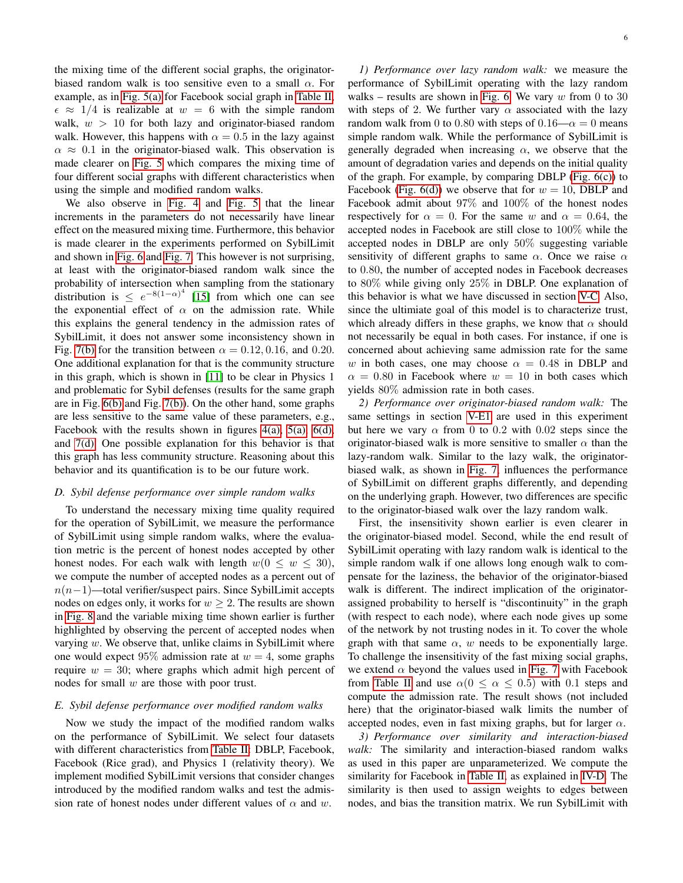the mixing time of the different social graphs, the originator-biased random walk is too sensitive even to a small $\alpha$. For example, as in Fig. 5(a) for Facebook social graph in Table II, $\epsilon \approx 1/4$ is realizable at $w = 6$ with the simple random walk, $w > 10$ for both lazy and originator-biased random walk. However, this happens with $\alpha = 0.5$ in the lazy against $\alpha \approx 0.1$ in the originator-biased walk. This observation is made clearer on Fig. 5 which compares the mixing time of four different social graphs with different characteristics when using the simple and modified random walks.

We also observe in Fig. 4 and Fig. 5 that the linear increments in the parameters do not necessarily have linear effect on the measured mixing time. Furthermore, this behavior is made clearer in the experiments performed on SybilLimit and shown in Fig. 6 and Fig. 7. This however is not surprising, at least with the originator-biased random walk since the probability of intersection when sampling from the stationary distribution is $\leq e^{-8(1-\alpha)^4}$ [15] from which one can see the exponential effect of $\alpha$ on the admission rate. While this explains the general tendency in the admission rates of SybilLimit, it does not answer some inconsistency shown in Fig. 7(b) for the transition between $\alpha = 0.12, 0.16$, and $0.20$. One additional explanation for that is the community structure in this graph, which is shown in [11] to be clear in Physics 1 and problematic for Sybil defenses (results for the same graph are in Fig. 6(b) and Fig. 7(b)). On the other hand, some graphs are less sensitive to the same value of these parameters, e.g., Facebook with the results shown in figures 4(a), 5(a), 6(d), and 7(d). One possible explanation for this behavior is that this graph has less community structure. Reasoning about this behavior and its quantification is to be our future work.

### D. Sybil defense performance over simple random walks

To understand the necessary mixing time quality required for the operation of SybilLimit, we measure the performance of SybilLimit using simple random walks, where the evaluation metric is the percent of honest nodes accepted by other honest nodes. For each walk with length $w (0 \leq w \leq 30)$, we compute the number of accepted nodes as a percent out of $n(n-1)$—total verifier/suspect pairs. Since SybilLimit accepts nodes on edges only, it works for $w \geq 2$. The results are shown in Fig. 8 and the variable mixing time shown earlier is further highlighted by observing the percent of accepted nodes when varying $w$. We observe that, unlike claims in SybilLimit where one would expect 95% admission rate at $w = 4$, some graphs require $w = 30$; where graphs which admit high percent of nodes for small $w$ are those with poor trust.

### E. Sybil defense performance over modified random walks

Now we study the impact of the modified random walks on the performance of SybilLimit. We select four datasets with different characteristics from Table II: DBLP, Facebook, Facebook (Rice grad), and Physics 1 (relativity theory). We implement modified SybilLimit versions that consider changes introduced by the modified random walks and test the admission rate of honest nodes under different values of $\alpha$ and $w$.

*1) Performance over lazy random walk:* we measure the performance of SybilLimit operating with the lazy random walks – results are shown in Fig. 6. We vary $w$ from 0 to 30 with steps of 2. We further vary $\alpha$ associated with the lazy random walk from 0 to 0.80 with steps of 0.16—$\alpha = 0$ means simple random walk. While the performance of SybilLimit is generally degraded when increasing $\alpha$, we observe that the amount of degradation varies and depends on the initial quality of the graph. For example, by comparing DBLP (Fig. 6(c)) to Facebook (Fig. 6(d)) we observe that for $w = 10$, DBLP and Facebook admit about 97% and 100% of the honest nodes respectively for $\alpha = 0$. For the same $w$ and $\alpha = 0.64$, the accepted nodes in Facebook are still close to 100% while the accepted nodes in DBLP are only 50% suggesting variable sensitivity of different graphs to same $\alpha$. Once we raise $\alpha$ to 0.80, the number of accepted nodes in Facebook decreases to 80% while giving only 25% in DBLP. One explanation of this behavior is what we have discussed in section V-C. Also, since the ultimiate goal of this model is to characterize trust, which already differs in these graphs, we know that $\alpha$ should not necessarily be equal in both cases. For instance, if one is concerned about achieving same admission rate for the same $w$ in both cases, one may choose $\alpha = 0.48$ in DBLP and $\alpha = 0.80$ in Facebook where $w = 10$ in both cases which yields 80% admission rate in both cases.

*2) Performance over originator-biased random walk:* The same settings in section V-E1 are used in this experiment but here we vary $\alpha$ from 0 to 0.2 with 0.02 steps since the originator-biased walk is more sensitive to smaller $\alpha$ than the lazy-random walk. Similar to the lazy walk, the originator-biased walk, as shown in Fig. 7, influences the performance of SybilLimit on different graphs differently, and depending on the underlying graph. However, two differences are specific to the originator-biased walk over the lazy random walk.

First, the insensitivity shown earlier is even clearer in the originator-biased model. Second, while the end result of SybilLimit operating with lazy random walk is identical to the simple random walk if one allows long enough walk to compensate for the laziness, the behavior of the originator-biased walk is different. The indirect implication of the originator-assigned probability to herself is "discontinuity" in the graph (with respect to each node), where each node gives up some of the network by not trusting nodes in it. To cover the whole graph with that same $\alpha$, $w$ needs to be exponentially large. To challenge the insensitivity of the fast mixing social graphs, we extend $\alpha$ beyond the values used in Fig. 7 with Facebook from Table II and use $\alpha (0 \leq \alpha \leq 0.5)$ with 0.1 steps and compute the admission rate. The result shows (not included here) that the originator-biased walk limits the number of accepted nodes, even in fast mixing graphs, but for larger $\alpha$.

*3) Performance over similarity and interaction-biased walk:* The similarity and interaction-biased random walks as used in this paper are unparameterized. We compute the similarity for Facebook in Table II, as explained in IV-D. The similarity is then used to assign weights to edges between nodes, and bias the transition matrix. We run SybilLimit with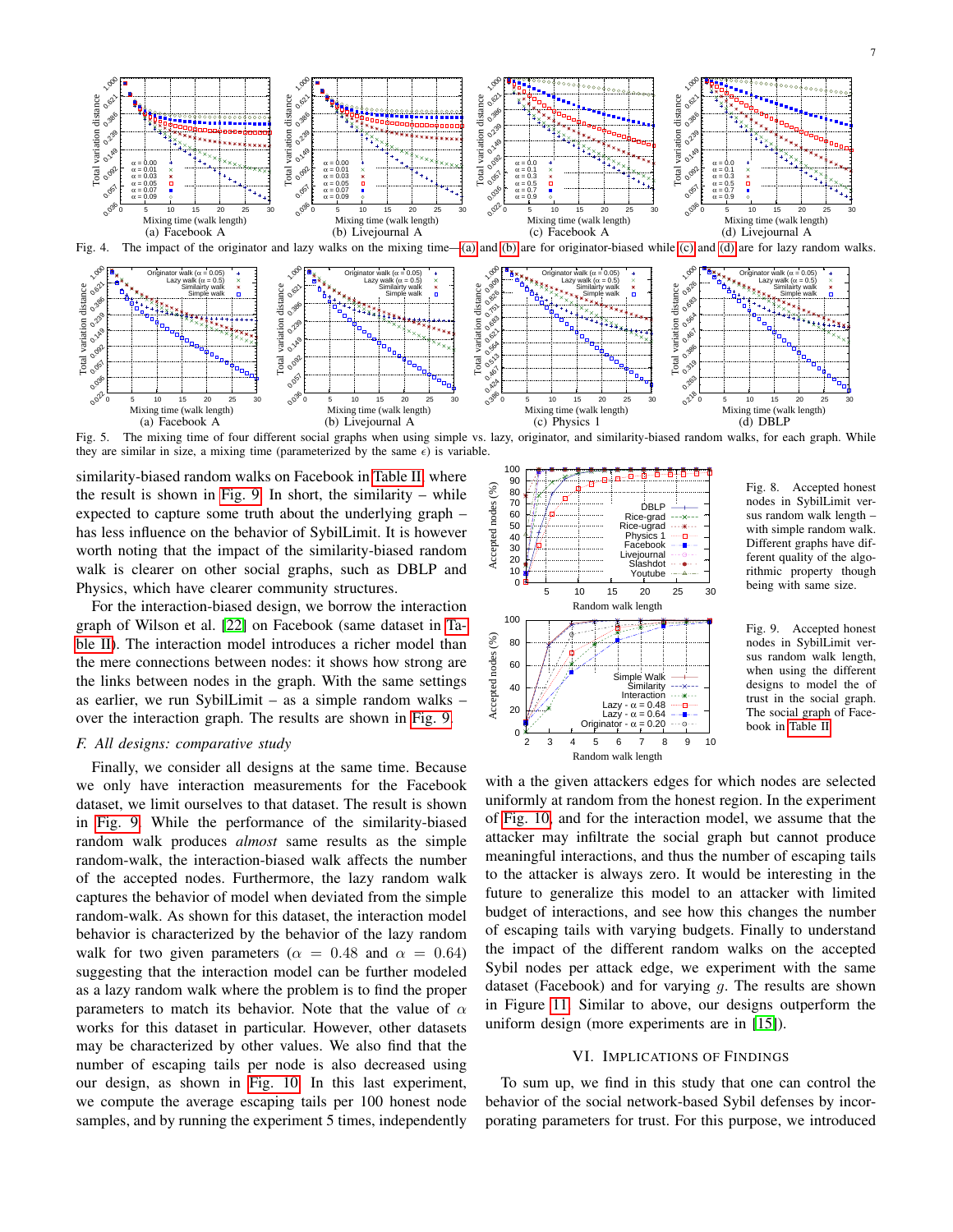Fig. 4. The impact of the originator and lazy walks on the mixing time—(a) and (b) are for originator-biased while (c) and (d) are for lazy random walks.

Fig. 5. The mixing time of four different social graphs when using simple vs. lazy, originator, and similarity-biased random walks, for each graph. While they are similar in size, a mixing time (parameterized by the same $\epsilon$) is variable.

Fig. 8. Accepted honest nodes in SybilLimit versus random walk length – with simple random walk. Different graphs have different quality of the algorithmic property though being with same size.

Fig. 9. Accepted honest nodes in SybilLimit versus random walk length, when using the different designs to model the of trust in the social graph. The social graph of Facebook in Table II.

similarity-biased random walks on Facebook in Table II, where the result is shown in Fig. 9. In short, the similarity – while expected to capture some truth about the underlying graph – has less influence on the behavior of SybilLimit. It is however worth noting that the impact of the similarity-biased random walk is clearer on other social graphs, such as DBLP and Physics, which have clearer community structures.

For the interaction-biased design, we borrow the interaction graph of Wilson et al. [22] on Facebook (same dataset in Table II). The interaction model introduces a richer model than the mere connections between nodes: it shows how strong are the links between nodes in the graph. With the same settings as earlier, we run SybilLimit – as a simple random walks – over the interaction graph. The results are shown in Fig. 9.

### F. All designs: comparative study

Finally, we consider all designs at the same time. Because we only have interaction measurements for the Facebook dataset, we limit ourselves to that dataset. The result is shown in Fig. 9. While the performance of the similarity-biased random walk produces *almost* same results as the simple random-walk, the interaction-biased walk affects the number of the accepted nodes. Furthermore, the lazy random walk captures the behavior of model when deviated from the simple random-walk. As shown for this dataset, the interaction model behavior is characterized by the behavior of the lazy random walk for two given parameters ($\alpha = 0.48$ and $\alpha = 0.64$) suggesting that the interaction model can be further modeled as a lazy random walk where the problem is to find the proper parameters to match its behavior. Note that the value of $\alpha$ works for this dataset in particular. However, other datasets may be characterized by other values. We also find that the number of escaping tails per node is also decreased using our design, as shown in Fig. 10. In this last experiment, we compute the average escaping tails per 100 honest node samples, and by running the experiment 5 times, independently with a the given attackers edges for which nodes are selected uniformly at random from the honest region. In the experiment of Fig. 10, and for the interaction model, we assume that the attacker may infiltrate the social graph but cannot produce meaningful interactions, and thus the number of escaping tails to the attacker is always zero. It would be interesting in the future to generalize this model to an attacker with limited budget of interactions, and see how this changes the number of escaping tails with varying budgets. Finally to understand the impact of the different random walks on the accepted Sybil nodes per attack edge, we experiment with the same dataset (Facebook) and for varying $g$. The results are shown in Figure 11. Similar to above, our designs outperform the uniform design (more experiments are in [15]).

## VI. Implications of Findings

To sum up, we find in this study that one can control the behavior of the social network-based Sybil defenses by incorporating parameters for trust. For this purpose, we introduced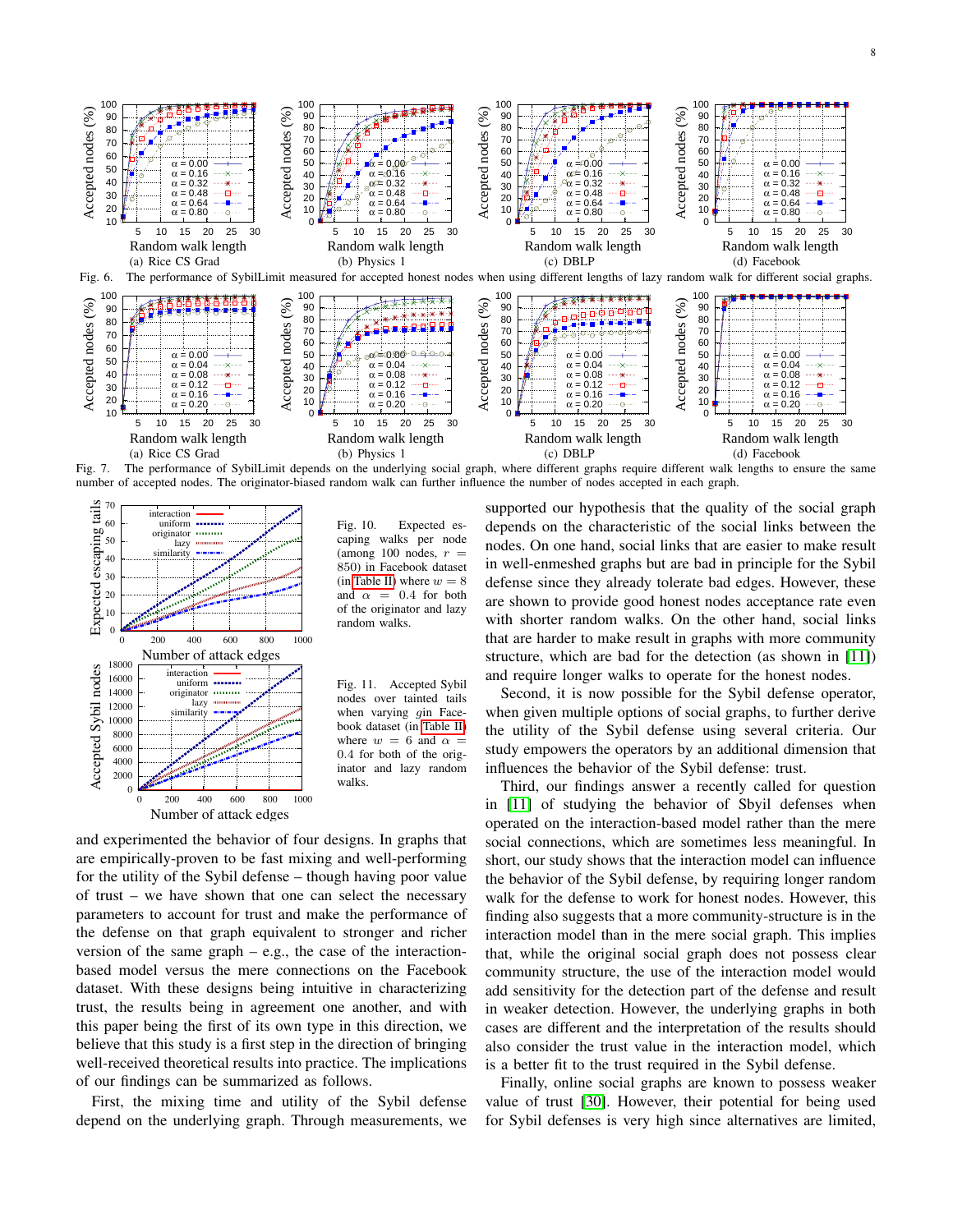Fig. 6. The performance of SybilLimit measured for accepted honest nodes when using different lengths of lazy random walk for different social graphs.

Fig. 7. The performance of SybilLimit depends on the underlying social graph, where different graphs require different walk lengths to ensure the same number of accepted nodes. The originator-biased random walk can further influence the number of nodes accepted in each graph.

Fig. 10. Expected escaping walks per node (among 100 nodes, $r = 850$) in Facebook dataset (in Table II) where $w = 8$ and $\alpha = 0.4$ for both of the originator and lazy random walks.

Fig. 11. Accepted Sybil nodes over tainted tails when varying $g$in Facebook dataset (in Table II) where $w = 6$ and $\alpha = 0.4$ for both of the originator and lazy random walks.

and experimented the behavior of four designs. In graphs that are empirically-proven to be fast mixing and well-performing for the utility of the Sybil defense – though having poor value of trust – we have shown that one can select the necessary parameters to account for trust and make the performance of the defense on that graph equivalent to stronger and richer version of the same graph – e.g., the case of the interaction-based model versus the mere connections on the Facebook dataset. With these designs being intuitive in characterizing trust, the results being in agreement one another, and with this paper being the first of its own type in this direction, we believe that this study is a first step in the direction of bringing well-received theoretical results into practice. The implications of our findings can be summarized as follows.

First, the mixing time and utility of the Sybil defense depend on the underlying graph. Through measurements, we supported our hypothesis that the quality of the social graph depends on the characteristic of the social links between the nodes. On one hand, social links that are easier to make result in well-enmeshed graphs but are bad in principle for the Sybil defense since they already tolerate bad edges. However, these are shown to provide good honest nodes acceptance rate even with shorter random walks. On the other hand, social links that are harder to make result in graphs with more community structure, which are bad for the detection (as shown in [11]) and require longer walks to operate for the honest nodes.

Second, it is now possible for the Sybil defense operator, when given multiple options of social graphs, to further derive the utility of the Sybil defense using several criteria. Our study empowers the operators by an additional dimension that influences the behavior of the Sybil defense: trust.

Third, our findings answer a recently called for question in [11] of studying the behavior of Sbyil defenses when operated on the interaction-based model rather than the mere social connections, which are sometimes less meaningful. In short, our study shows that the interaction model can influence the behavior of the Sybil defense, by requiring longer random walk for the defense to work for honest nodes. However, this finding also suggests that a more community-structure is in the interaction model than in the mere social graph. This implies that, while the original social graph does not possess clear community structure, the use of the interaction model would add sensitivity for the detection part of the defense and result in weaker detection. However, the underlying graphs in both cases are different and the interpretation of the results should also consider the trust value in the interaction model, which is a better fit to the trust required in the Sybil defense.

Finally, online social graphs are known to possess weaker value of trust [30]. However, their potential for being used for Sybil defenses is very high since alternatives are limited,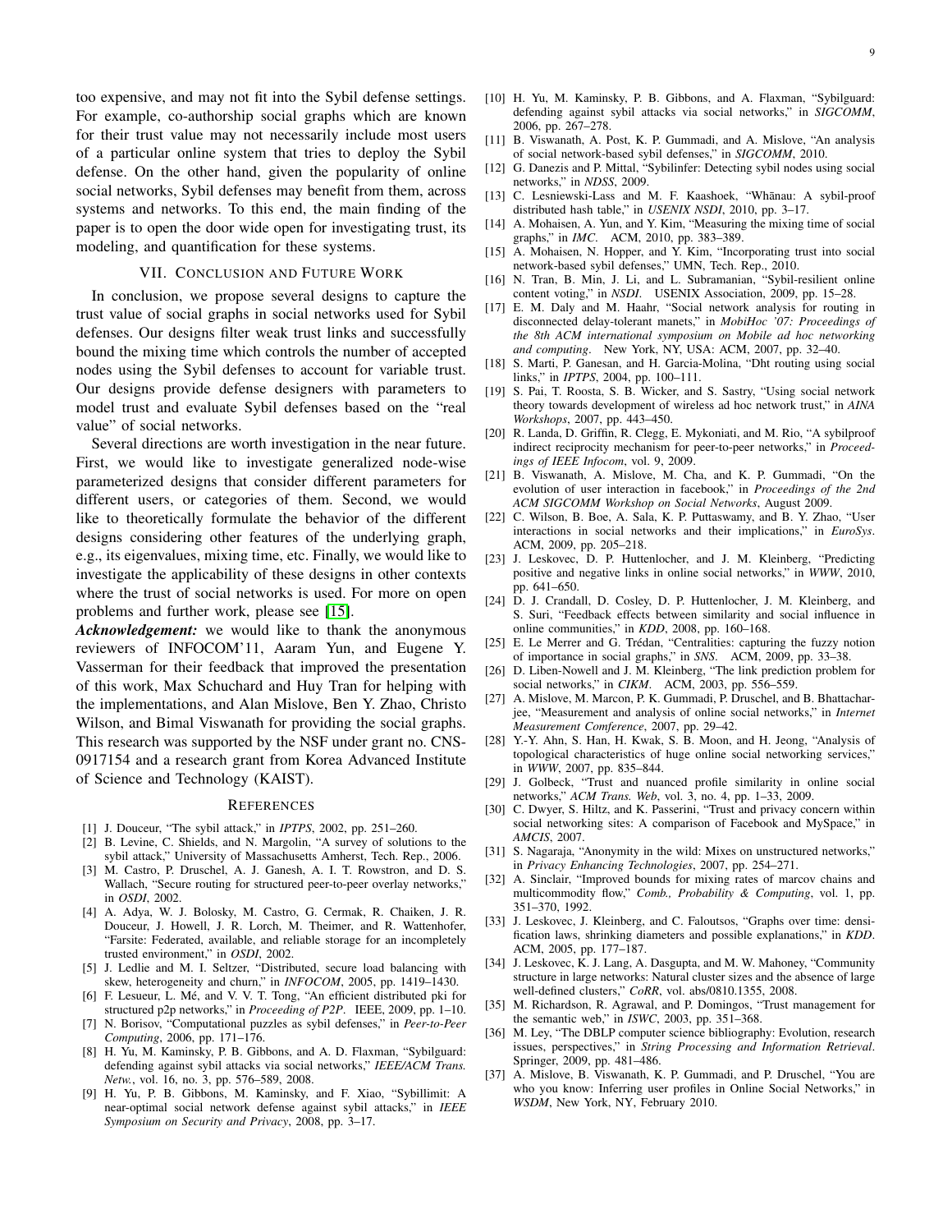too expensive, and may not fit into the Sybil defense settings. For example, co-authorship social graphs which are known for their trust value may not necessarily include most users of a particular online system that tries to deploy the Sybil defense. On the other hand, given the popularity of online social networks, Sybil defenses may benefit from them, across systems and networks. To this end, the main finding of the paper is to open the door wide open for investigating trust, its modeling, and quantification for these systems.

## VII. Conclusion and Future Work

In conclusion, we propose several designs to capture the trust value of social graphs in social networks used for Sybil defenses. Our designs filter weak trust links and successfully bound the mixing time which controls the number of accepted nodes using the Sybil defenses to account for variable trust. Our designs provide defense designers with parameters to model trust and evaluate Sybil defenses based on the "real value" of social networks.

Several directions are worth investigation in the near future. First, we would like to investigate generalized node-wise parameterized designs that consider different parameters for different users, or categories of them. Second, we would like to theoretically formulate the behavior of the different designs considering other features of the underlying graph, e.g., its eigenvalues, mixing time, etc. Finally, we would like to investigate the applicability of these designs in other contexts where the trust of social networks is used. For more on open problems and further work, please see [15].

***Acknowledgement:*** we would like to thank the anonymous reviewers of INFOCOM'11, Aaram Yun, and Eugene Y. Vasserman for their feedback that improved the presentation of this work, Max Schuchard and Huy Tran for helping with the implementations, and Alan Mislove, Ben Y. Zhao, Christo Wilson, and Bimal Viswanath for providing the social graphs. This research was supported by the NSF under grant no. CNS-0917154 and a research grant from Korea Advanced Institute of Science and Technology (KAIST).

## References

[1] J. Douceur, "The sybil attack," in *IPTPS*, 2002, pp. 251–260.

[2] B. Levine, C. Shields, and N. Margolin, "A survey of solutions to the sybil attack," University of Massachusetts Amherst, Tech. Rep., 2006.

[3] M. Castro, P. Druschel, A. J. Ganesh, A. I. T. Rowstron, and D. S. Wallach, "Secure routing for structured peer-to-peer overlay networks," in *OSDI*, 2002.

[4] A. Adya, W. J. Bolosky, M. Castro, G. Cermak, R. Chaiken, J. R. Douceur, J. Howell, J. R. Lorch, M. Theimer, and R. Wattenhofer, "Farsite: Federated, available, and reliable storage for an incompletely trusted environment," in *OSDI*, 2002.

[5] J. Ledlie and M. I. Seltzer, "Distributed, secure load balancing with skew, heterogeneity and churn," in *INFOCOM*, 2005, pp. 1419–1430.

[6] F. Lesueur, L. Mé, and V. V. T. Tong, "An efficient distributed pki for structured p2p networks," in *Proceeding of P2P*. IEEE, 2009, pp. 1–10.

[7] N. Borisov, "Computational puzzles as sybil defenses," in *Peer-to-Peer Computing*, 2006, pp. 171–176.

[8] H. Yu, M. Kaminsky, P. B. Gibbons, and A. D. Flaxman, "Sybilguard: defending against sybil attacks via social networks," *IEEE/ACM Trans. Netw.*, vol. 16, no. 3, pp. 576–589, 2008.

[9] H. Yu, P. B. Gibbons, M. Kaminsky, and F. Xiao, "Sybillimit: A near-optimal social network defense against sybil attacks," in *IEEE Symposium on Security and Privacy*, 2008, pp. 3–17.

[10] H. Yu, M. Kaminsky, P. B. Gibbons, and A. Flaxman, "Sybilguard: defending against sybil attacks via social networks," in *SIGCOMM*, 2006, pp. 267–278.

[11] B. Viswanath, A. Post, K. P. Gummadi, and A. Mislove, "An analysis of social network-based sybil defenses," in *SIGCOMM*, 2010.

[12] G. Danezis and P. Mittal, "Sybilinfer: Detecting sybil nodes using social networks," in *NDSS*, 2009.

[13] C. Lesniewski-Lass and M. F. Kaashoek, "Whānau: A sybil-proof distributed hash table," in *USENIX NSDI*, 2010, pp. 3–17.

[14] A. Mohaisen, A. Yun, and Y. Kim, "Measuring the mixing time of social graphs," in *IMC*. ACM, 2010, pp. 383–389.

[15] A. Mohaisen, N. Hopper, and Y. Kim, "Incorporating trust into social network-based sybil defenses," UMN, Tech. Rep., 2010.

[16] N. Tran, B. Min, J. Li, and L. Subramanian, "Sybil-resilient online content voting," in *NSDI*. USENIX Association, 2009, pp. 15–28.

[17] E. M. Daly and M. Haahr, "Social network analysis for routing in disconnected delay-tolerant manets," in *MobiHoc '07: Proceedings of the 8th ACM international symposium on Mobile ad hoc networking and computing*. New York, NY, USA: ACM, 2007, pp. 32–40.

[18] S. Marti, P. Ganesan, and H. Garcia-Molina, "Dht routing using social links," in *IPTPS*, 2004, pp. 100–111.

[19] S. Pai, T. Roosta, S. B. Wicker, and S. Sastry, "Using social network theory towards development of wireless ad hoc network trust," in *AINA Workshops*, 2007, pp. 443–450.

[20] R. Landa, D. Griffin, R. Clegg, E. Mykoniati, and M. Rio, "A sybilproof indirect reciprocity mechanism for peer-to-peer networks," in *Proceedings of IEEE Infocom*, vol. 9, 2009.

[21] B. Viswanath, A. Mislove, M. Cha, and K. P. Gummadi, "On the evolution of user interaction in facebook," in *Proceedings of the 2nd ACM SIGCOMM Workshop on Social Networks*, August 2009.

[22] C. Wilson, B. Boe, A. Sala, K. P. Puttaswamy, and B. Y. Zhao, "User interactions in social networks and their implications," in *EuroSys*. ACM, 2009, pp. 205–218.

[23] J. Leskovec, D. P. Huttenlocher, and J. M. Kleinberg, "Predicting positive and negative links in online social networks," in *WWW*, 2010, pp. 641–650.

[24] D. J. Crandall, D. Cosley, D. P. Huttenlocher, J. M. Kleinberg, and S. Suri, "Feedback effects between similarity and social influence in online communities," in *KDD*, 2008, pp. 160–168.

[25] E. Le Merrer and G. Trédan, "Centralities: capturing the fuzzy notion of importance in social graphs," in *SNS*. ACM, 2009, pp. 33–38.

[26] D. Liben-Nowell and J. M. Kleinberg, "The link prediction problem for social networks," in *CIKM*. ACM, 2003, pp. 556–559.

[27] A. Mislove, M. Marcon, P. K. Gummadi, P. Druschel, and B. Bhattacharjee, "Measurement and analysis of online social networks," in *Internet Measurement Comference*, 2007, pp. 29–42.

[28] Y.-Y. Ahn, S. Han, H. Kwak, S. B. Moon, and H. Jeong, "Analysis of topological characteristics of huge online social networking services," in *WWW*, 2007, pp. 835–844.

[29] J. Golbeck, "Trust and nuanced profile similarity in online social networks," *ACM Trans. Web*, vol. 3, no. 4, pp. 1–33, 2009.

[30] C. Dwyer, S. Hiltz, and K. Passerini, "Trust and privacy concern within social networking sites: A comparison of Facebook and MySpace," in *AMCIS*, 2007.

[31] S. Nagaraja, "Anonymity in the wild: Mixes on unstructured networks," in *Privacy Enhancing Technologies*, 2007, pp. 254–271.

[32] A. Sinclair, "Improved bounds for mixing rates of marcov chains and multicommodity flow," *Comb., Probability & Computing*, vol. 1, pp. 351–370, 1992.

[33] J. Leskovec, J. Kleinberg, and C. Faloutsos, "Graphs over time: densification laws, shrinking diameters and possible explanations," in *KDD*. ACM, 2005, pp. 177–187.

[34] J. Leskovec, K. J. Lang, A. Dasgupta, and M. W. Mahoney, "Community structure in large networks: Natural cluster sizes and the absence of large well-defined clusters," *CoRR*, vol. abs/0810.1355, 2008.

[35] M. Richardson, R. Agrawal, and P. Domingos, "Trust management for the semantic web," in *ISWC*, 2003, pp. 351–368.

[36] M. Ley, "The DBLP computer science bibliography: Evolution, research issues, perspectives," in *String Processing and Information Retrieval*. Springer, 2009, pp. 481–486.

[37] A. Mislove, B. Viswanath, K. P. Gummadi, and P. Druschel, "You are who you know: Inferring user profiles in Online Social Networks," in *WSDM*, New York, NY, February 2010.